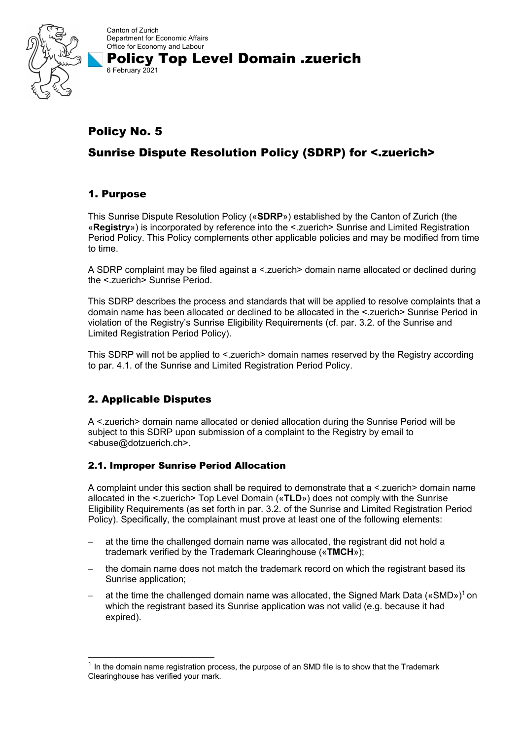Canton of Zurich
Department for Economic Affairs
Office for Economy and Labour

# Policy Top Level Domain .zuerich

6 February 2021

## Policy No. 5

## Sunrise Dispute Resolution Policy (SDRP) for <.zuerich>

### 1. Purpose

This Sunrise Dispute Resolution Policy («**SDRP**») established by the Canton of Zurich (the «**Registry**») is incorporated by reference into the <.zuerich> Sunrise and Limited Registration Period Policy. This Policy complements other applicable policies and may be modified from time to time.

A SDRP complaint may be filed against a <.zuerich> domain name allocated or declined during the <.zuerich> Sunrise Period.

This SDRP describes the process and standards that will be applied to resolve complaints that a domain name has been allocated or declined to be allocated in the <.zuerich> Sunrise Period in violation of the Registry's Sunrise Eligibility Requirements (cf. par. 3.2. of the Sunrise and Limited Registration Period Policy).

This SDRP will not be applied to <.zuerich> domain names reserved by the Registry according to par. 4.1. of the Sunrise and Limited Registration Period Policy.

### 2. Applicable Disputes

A <.zuerich> domain name allocated or denied allocation during the Sunrise Period will be subject to this SDRP upon submission of a complaint to the Registry by email to <abuse@dotzuerich.ch>.

#### 2.1. Improper Sunrise Period Allocation

A complaint under this section shall be required to demonstrate that a <.zuerich> domain name allocated in the <.zuerich> Top Level Domain («**TLD**») does not comply with the Sunrise Eligibility Requirements (as set forth in par. 3.2. of the Sunrise and Limited Registration Period Policy). Specifically, the complainant must prove at least one of the following elements:

- at the time the challenged domain name was allocated, the registrant did not hold a trademark verified by the Trademark Clearinghouse («**TMCH**»);
- the domain name does not match the trademark record on which the registrant based its Sunrise application;
- at the time the challenged domain name was allocated, the Signed Mark Data («SMD»)[1] on which the registrant based its Sunrise application was not valid (e.g. because it had expired).

[1] In the domain name registration process, the purpose of an SMD file is to show that the Trademark Clearinghouse has verified your mark.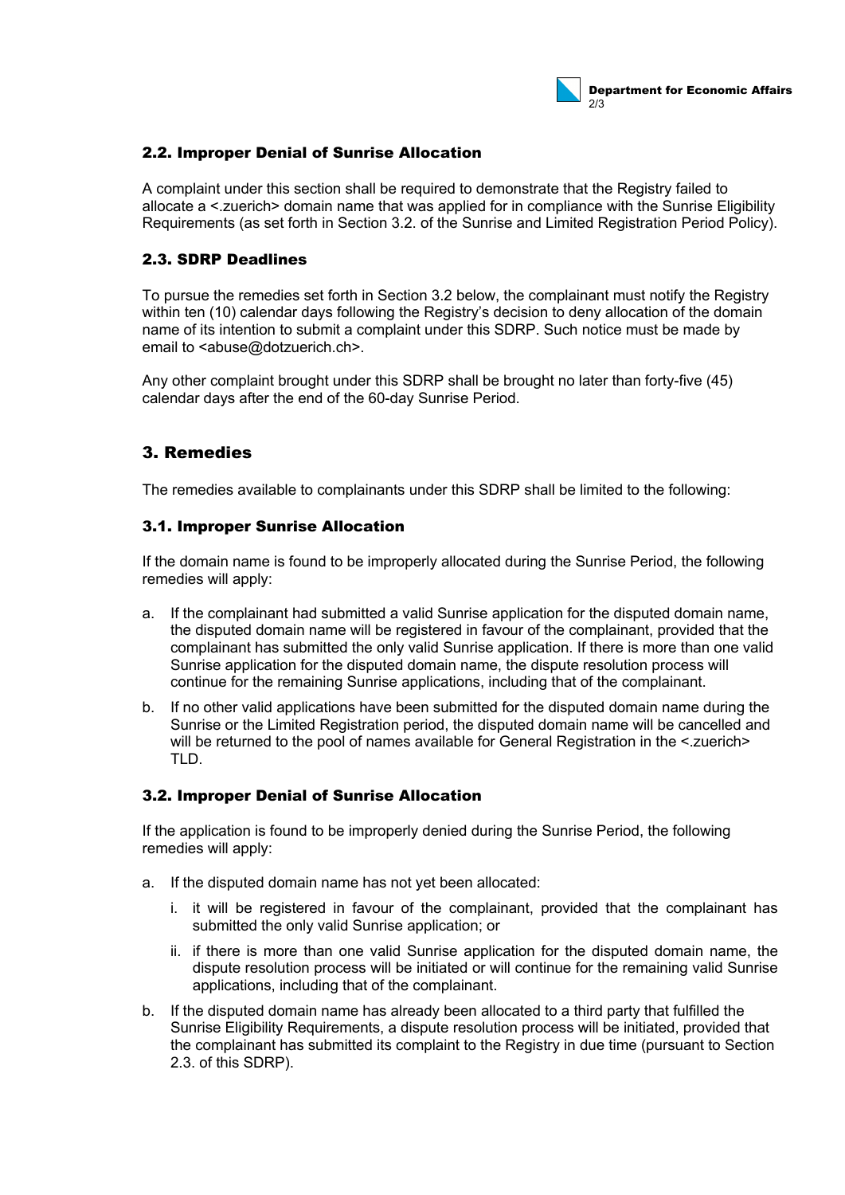### 2.2. Improper Denial of Sunrise Allocation

A complaint under this section shall be required to demonstrate that the Registry failed to allocate a <.zuerich> domain name that was applied for in compliance with the Sunrise Eligibility Requirements (as set forth in Section 3.2. of the Sunrise and Limited Registration Period Policy).

### 2.3. SDRP Deadlines

To pursue the remedies set forth in Section 3.2 below, the complainant must notify the Registry within ten (10) calendar days following the Registry's decision to deny allocation of the domain name of its intention to submit a complaint under this SDRP. Such notice must be made by email to <abuse@dotzuerich.ch>.

Any other complaint brought under this SDRP shall be brought no later than forty-five (45) calendar days after the end of the 60-day Sunrise Period.

## 3. Remedies

The remedies available to complainants under this SDRP shall be limited to the following:

### 3.1. Improper Sunrise Allocation

If the domain name is found to be improperly allocated during the Sunrise Period, the following remedies will apply:

a. If the complainant had submitted a valid Sunrise application for the disputed domain name, the disputed domain name will be registered in favour of the complainant, provided that the complainant has submitted the only valid Sunrise application. If there is more than one valid Sunrise application for the disputed domain name, the dispute resolution process will continue for the remaining Sunrise applications, including that of the complainant.

b. If no other valid applications have been submitted for the disputed domain name during the Sunrise or the Limited Registration period, the disputed domain name will be cancelled and will be returned to the pool of names available for General Registration in the <.zuerich> TLD.

### 3.2. Improper Denial of Sunrise Allocation

If the application is found to be improperly denied during the Sunrise Period, the following remedies will apply:

a. If the disputed domain name has not yet been allocated:

   i. it will be registered in favour of the complainant, provided that the complainant has submitted the only valid Sunrise application; or

   ii. if there is more than one valid Sunrise application for the disputed domain name, the dispute resolution process will be initiated or will continue for the remaining valid Sunrise applications, including that of the complainant.

b. If the disputed domain name has already been allocated to a third party that fulfilled the Sunrise Eligibility Requirements, a dispute resolution process will be initiated, provided that the complainant has submitted its complaint to the Registry in due time (pursuant to Section 2.3. of this SDRP).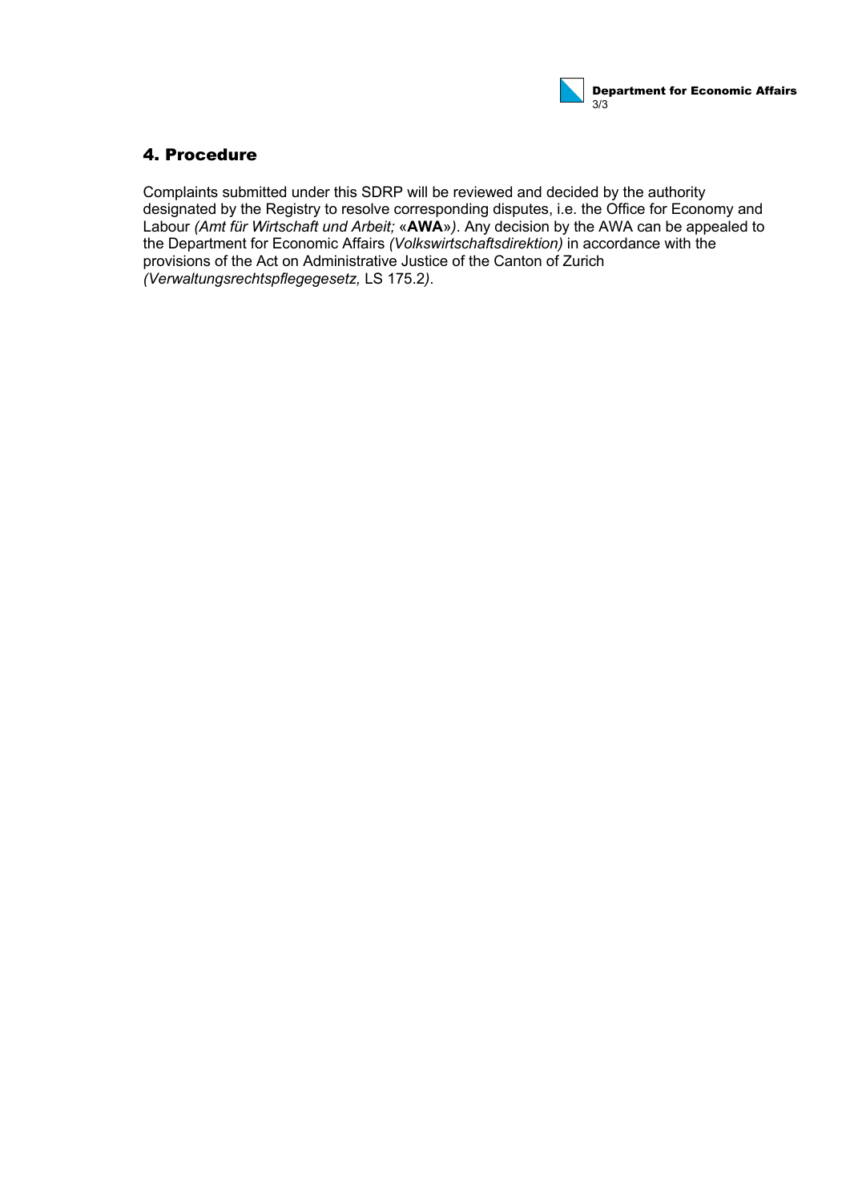## 4. Procedure

Complaints submitted under this SDRP will be reviewed and decided by the authority designated by the Registry to resolve corresponding disputes, i.e. the Office for Economy and Labour *(Amt für Wirtschaft und Arbeit;* «**AWA**»*)*. Any decision by the AWA can be appealed to the Department for Economic Affairs *(Volkswirtschaftsdirektion)* in accordance with the provisions of the Act on Administrative Justice of the Canton of Zurich *(Verwaltungsrechtspflegegesetz,* LS 175.2*)*.